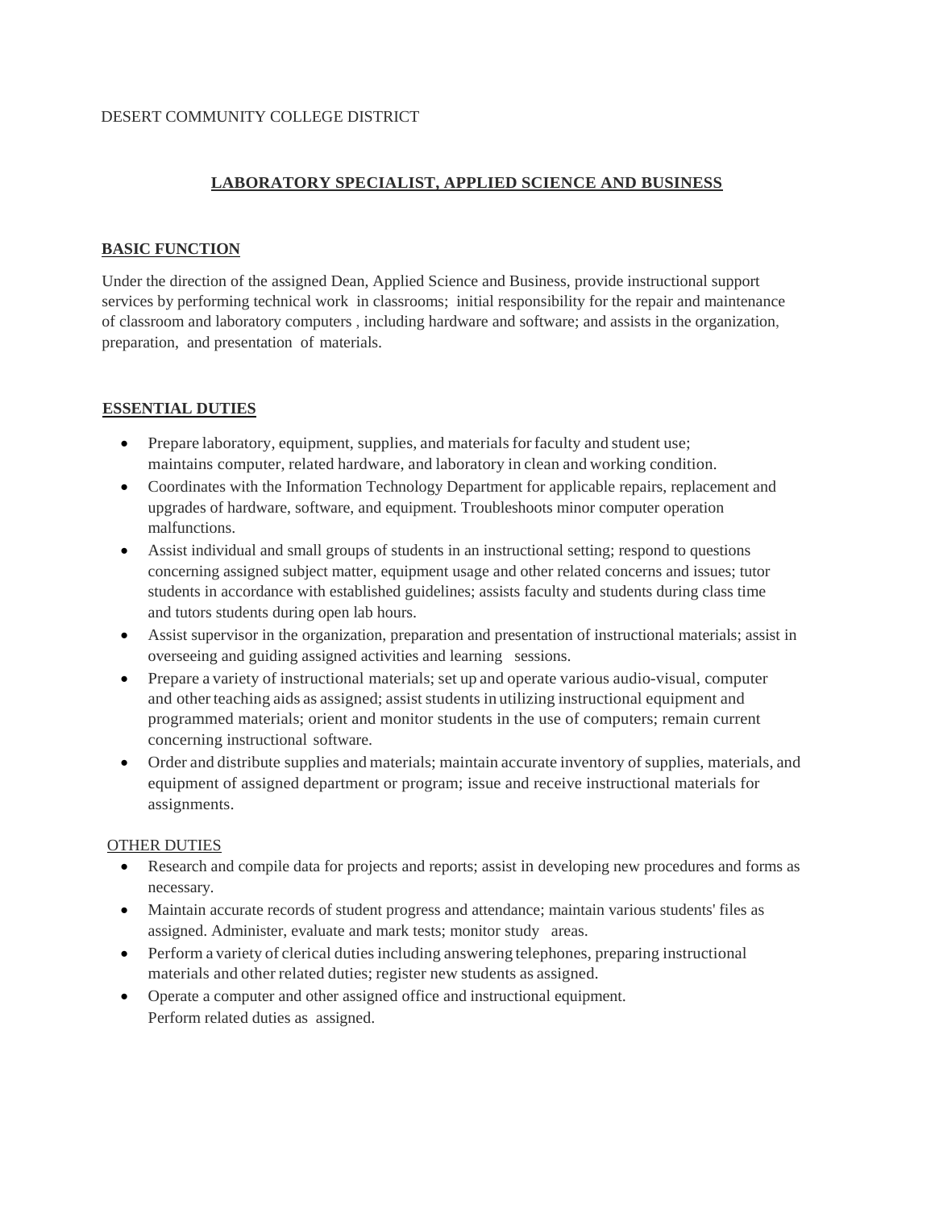DESERT COMMUNITY COLLEGE DISTRICT

# LABORATORY SPECIALIST, APPLIED SCIENCE AND BUSINESS

## BASIC FUNCTION

Under the direction of the assigned Dean, Applied Science and Business, provide instructional support services by performing technical work in classrooms; initial responsibility for the repair and maintenance of classroom and laboratory computers , including hardware and software; and assists in the organization, preparation, and presentation of materials.

## ESSENTIAL DUTIES

- Prepare laboratory, equipment, supplies, and materials for faculty and student use; maintains computer, related hardware, and laboratory in clean and working condition.
- Coordinates with the Information Technology Department for applicable repairs, replacement and upgrades of hardware, software, and equipment. Troubleshoots minor computer operation malfunctions.
- Assist individual and small groups of students in an instructional setting; respond to questions concerning assigned subject matter, equipment usage and other related concerns and issues; tutor students in accordance with established guidelines; assists faculty and students during class time and tutors students during open lab hours.
- Assist supervisor in the organization, preparation and presentation of instructional materials; assist in overseeing and guiding assigned activities and learning sessions.
- Prepare a variety of instructional materials; set up and operate various audio-visual, computer and other teaching aids as assigned; assist students in utilizing instructional equipment and programmed materials; orient and monitor students in the use of computers; remain current concerning instructional software.
- Order and distribute supplies and materials; maintain accurate inventory of supplies, materials, and equipment of assigned department or program; issue and receive instructional materials for assignments.

### OTHER DUTIES

- Research and compile data for projects and reports; assist in developing new procedures and forms as necessary.
- Maintain accurate records of student progress and attendance; maintain various students' files as assigned. Administer, evaluate and mark tests; monitor study areas.
- Perform a variety of clerical duties including answering telephones, preparing instructional materials and other related duties; register new students as assigned.
- Operate a computer and other assigned office and instructional equipment. Perform related duties as assigned.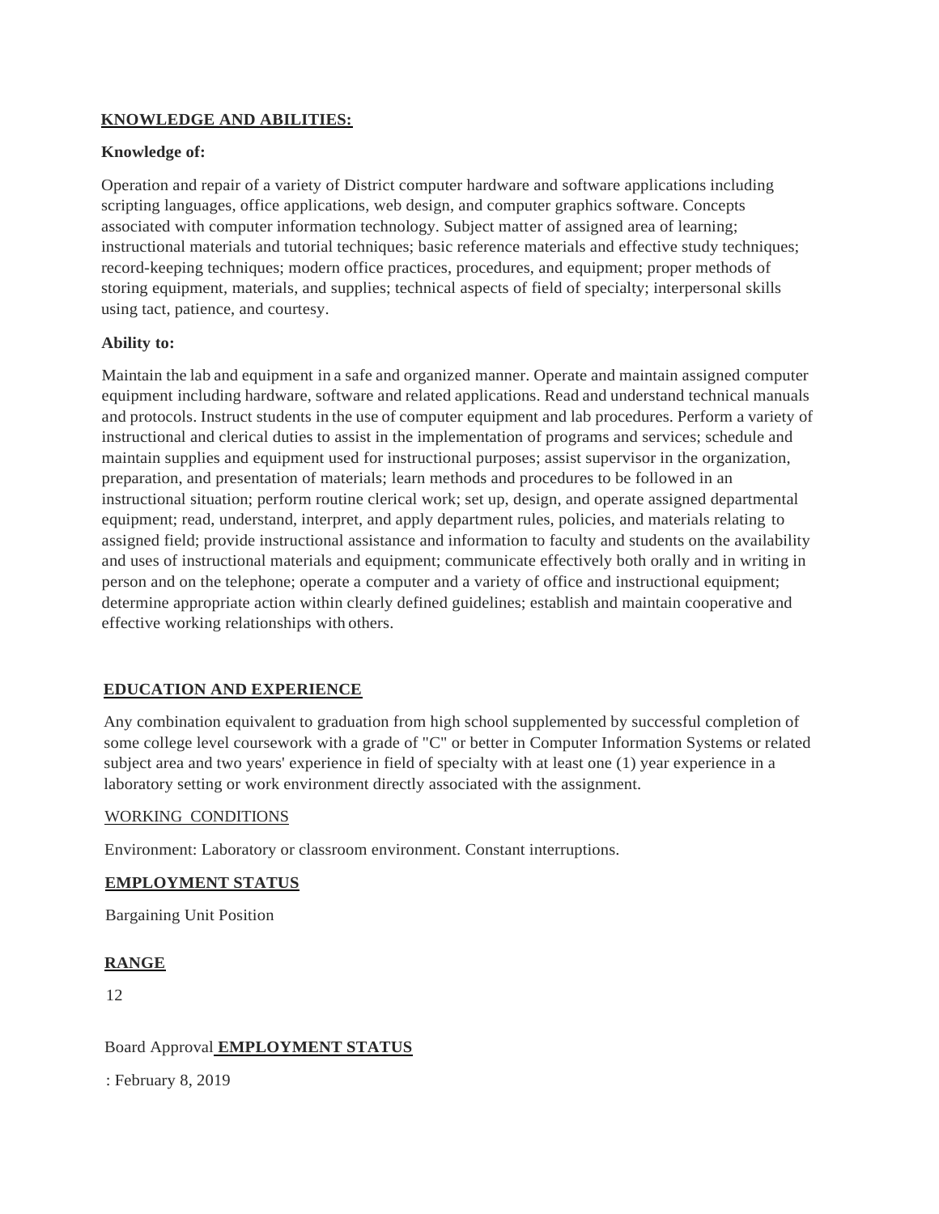## KNOWLEDGE AND ABILITIES:

**Knowledge of:**

Operation and repair of a variety of District computer hardware and software applications including scripting languages, office applications, web design, and computer graphics software. Concepts associated with computer information technology. Subject matter of assigned area of learning; instructional materials and tutorial techniques; basic reference materials and effective study techniques; record-keeping techniques; modern office practices, procedures, and equipment; proper methods of storing equipment, materials, and supplies; technical aspects of field of specialty; interpersonal skills using tact, patience, and courtesy.

**Ability to:**

Maintain the lab and equipment in a safe and organized manner. Operate and maintain assigned computer equipment including hardware, software and related applications. Read and understand technical manuals and protocols. Instruct students in the use of computer equipment and lab procedures. Perform a variety of instructional and clerical duties to assist in the implementation of programs and services; schedule and maintain supplies and equipment used for instructional purposes; assist supervisor in the organization, preparation, and presentation of materials; learn methods and procedures to be followed in an instructional situation; perform routine clerical work; set up, design, and operate assigned departmental equipment; read, understand, interpret, and apply department rules, policies, and materials relating to assigned field; provide instructional assistance and information to faculty and students on the availability and uses of instructional materials and equipment; communicate effectively both orally and in writing in person and on the telephone; operate a computer and a variety of office and instructional equipment; determine appropriate action within clearly defined guidelines; establish and maintain cooperative and effective working relationships with others.

## EDUCATION AND EXPERIENCE

Any combination equivalent to graduation from high school supplemented by successful completion of some college level coursework with a grade of "C" or better in Computer Information Systems or related subject area and two years' experience in field of specialty with at least one (1) year experience in a laboratory setting or work environment directly associated with the assignment.

WORKING CONDITIONS

Environment: Laboratory or classroom environment. Constant interruptions.

## EMPLOYMENT STATUS

Bargaining Unit Position

## RANGE

12

Board Approval **EMPLOYMENT STATUS**

: February 8, 2019